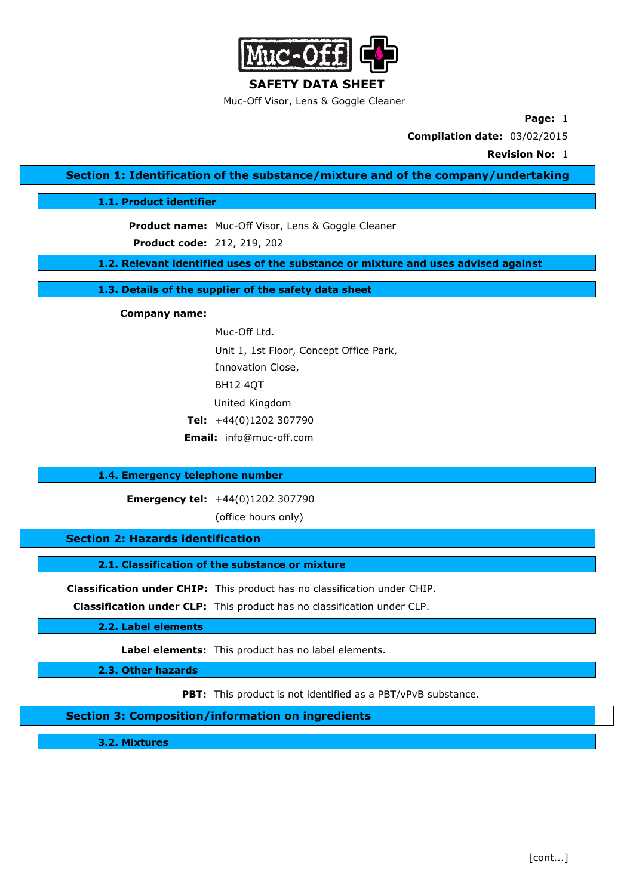# SAFETY DATA SHEET

Muc-Off Visor, Lens & Goggle Cleaner

**Page:** 1

**Compilation date:** 03/02/2015

**Revision No:** 1

## Section 1: Identification of the substance/mixture and of the company/undertaking

### 1.1. Product identifier

**Product name:** Muc-Off Visor, Lens & Goggle Cleaner

**Product code:** 212, 219, 202

### 1.2. Relevant identified uses of the substance or mixture and uses advised against

### 1.3. Details of the supplier of the safety data sheet

**Company name:**

Muc-Off Ltd.
Unit 1, 1st Floor, Concept Office Park,
Innovation Close,
BH12 4QT
United Kingdom

**Tel:** +44(0)1202 307790

**Email:** info@muc-off.com

### 1.4. Emergency telephone number

**Emergency tel:** +44(0)1202 307790
(office hours only)

## Section 2: Hazards identification

### 2.1. Classification of the substance or mixture

**Classification under CHIP:** This product has no classification under CHIP.

**Classification under CLP:** This product has no classification under CLP.

### 2.2. Label elements

**Label elements:** This product has no label elements.

### 2.3. Other hazards

**PBT:** This product is not identified as a PBT/vPvB substance.

## Section 3: Composition/information on ingredients

### 3.2. Mixtures

[cont...]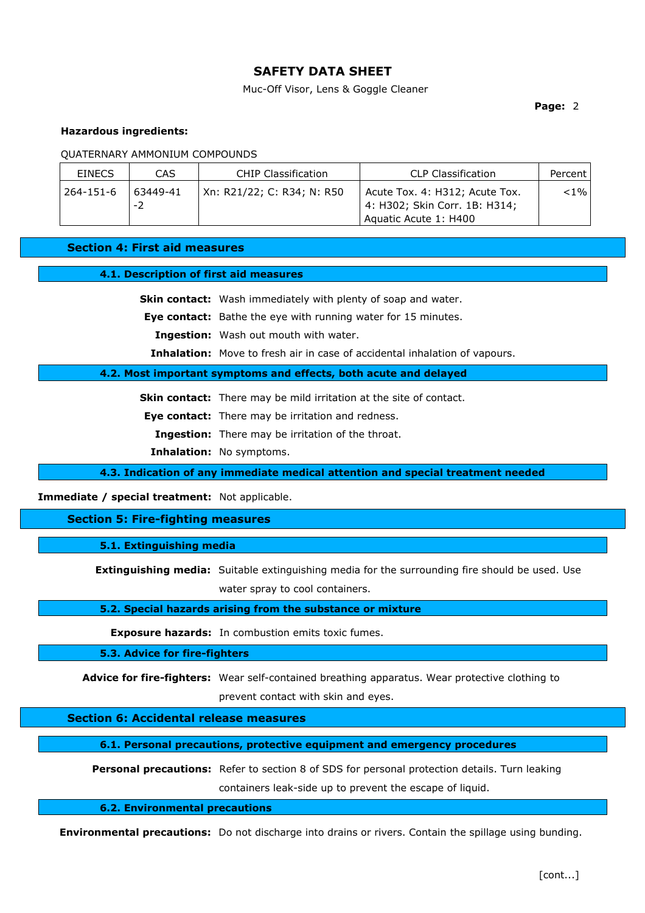**Hazardous ingredients:**

QUATERNARY AMMONIUM COMPOUNDS

| EINECS | CAS | CHIP Classification | CLP Classification | Percent |
|---|---|---|---|---|
| 264-151-6 | 63449-41-2 | Xn: R21/22; C: R34; N: R50 | Acute Tox. 4: H312; Acute Tox. 4: H302; Skin Corr. 1B: H314; Aquatic Acute 1: H400 | <1% |

## Section 4: First aid measures

### 4.1. Description of first aid measures

**Skin contact:** Wash immediately with plenty of soap and water.

**Eye contact:** Bathe the eye with running water for 15 minutes.

**Ingestion:** Wash out mouth with water.

**Inhalation:** Move to fresh air in case of accidental inhalation of vapours.

### 4.2. Most important symptoms and effects, both acute and delayed

**Skin contact:** There may be mild irritation at the site of contact.

**Eye contact:** There may be irritation and redness.

**Ingestion:** There may be irritation of the throat.

**Inhalation:** No symptoms.

### 4.3. Indication of any immediate medical attention and special treatment needed

**Immediate / special treatment:** Not applicable.

## Section 5: Fire-fighting measures

### 5.1. Extinguishing media

**Extinguishing media:** Suitable extinguishing media for the surrounding fire should be used. Use water spray to cool containers.

### 5.2. Special hazards arising from the substance or mixture

**Exposure hazards:** In combustion emits toxic fumes.

### 5.3. Advice for fire-fighters

**Advice for fire-fighters:** Wear self-contained breathing apparatus. Wear protective clothing to prevent contact with skin and eyes.

## Section 6: Accidental release measures

### 6.1. Personal precautions, protective equipment and emergency procedures

**Personal precautions:** Refer to section 8 of SDS for personal protection details. Turn leaking containers leak-side up to prevent the escape of liquid.

### 6.2. Environmental precautions

**Environmental precautions:** Do not discharge into drains or rivers. Contain the spillage using bunding.

[cont...]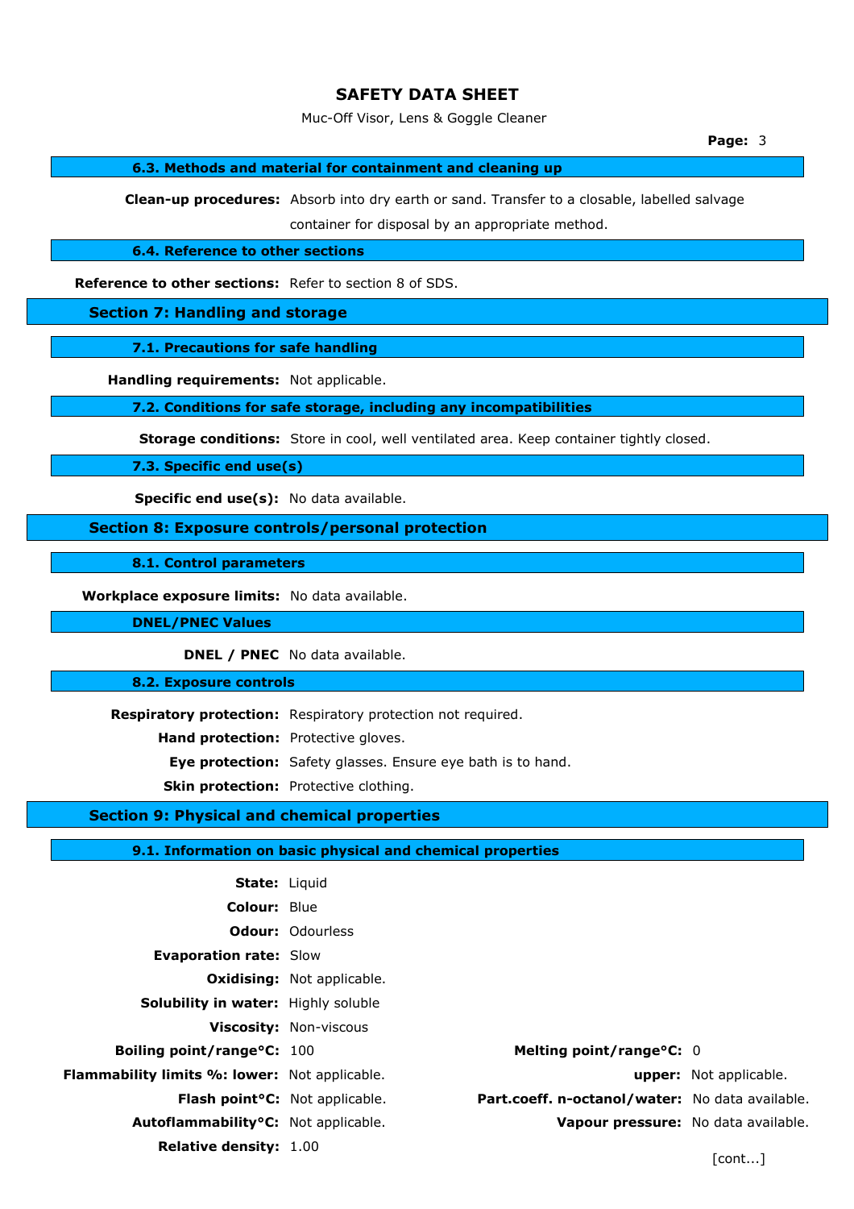### 6.3. Methods and material for containment and cleaning up

**Clean-up procedures:** Absorb into dry earth or sand. Transfer to a closable, labelled salvage container for disposal by an appropriate method.

### 6.4. Reference to other sections

**Reference to other sections:** Refer to section 8 of SDS.

## Section 7: Handling and storage

### 7.1. Precautions for safe handling

**Handling requirements:** Not applicable.

### 7.2. Conditions for safe storage, including any incompatibilities

**Storage conditions:** Store in cool, well ventilated area. Keep container tightly closed.

### 7.3. Specific end use(s)

**Specific end use(s):** No data available.

## Section 8: Exposure controls/personal protection

### 8.1. Control parameters

**Workplace exposure limits:** No data available.

### DNEL/PNEC Values

**DNEL / PNEC** No data available.

### 8.2. Exposure controls

**Respiratory protection:** Respiratory protection not required.

**Hand protection:** Protective gloves.

**Eye protection:** Safety glasses. Ensure eye bath is to hand.

**Skin protection:** Protective clothing.

## Section 9: Physical and chemical properties

### 9.1. Information on basic physical and chemical properties

**State:** Liquid

**Colour:** Blue

**Odour:** Odourless

**Evaporation rate:** Slow

**Oxidising:** Not applicable.

**Solubility in water:** Highly soluble

**Viscosity:** Non-viscous

**Boiling point/range°C:** 100

**Melting point/range°C:** 0

**Flammability limits %: lower:** Not applicable.

**upper:** Not applicable.

**Flash point°C:** Not applicable.

**Part.coeff. n-octanol/water:** No data available.

**Autoflammability°C:** Not applicable.

**Vapour pressure:** No data available.

**Relative density:** 1.00

[cont...]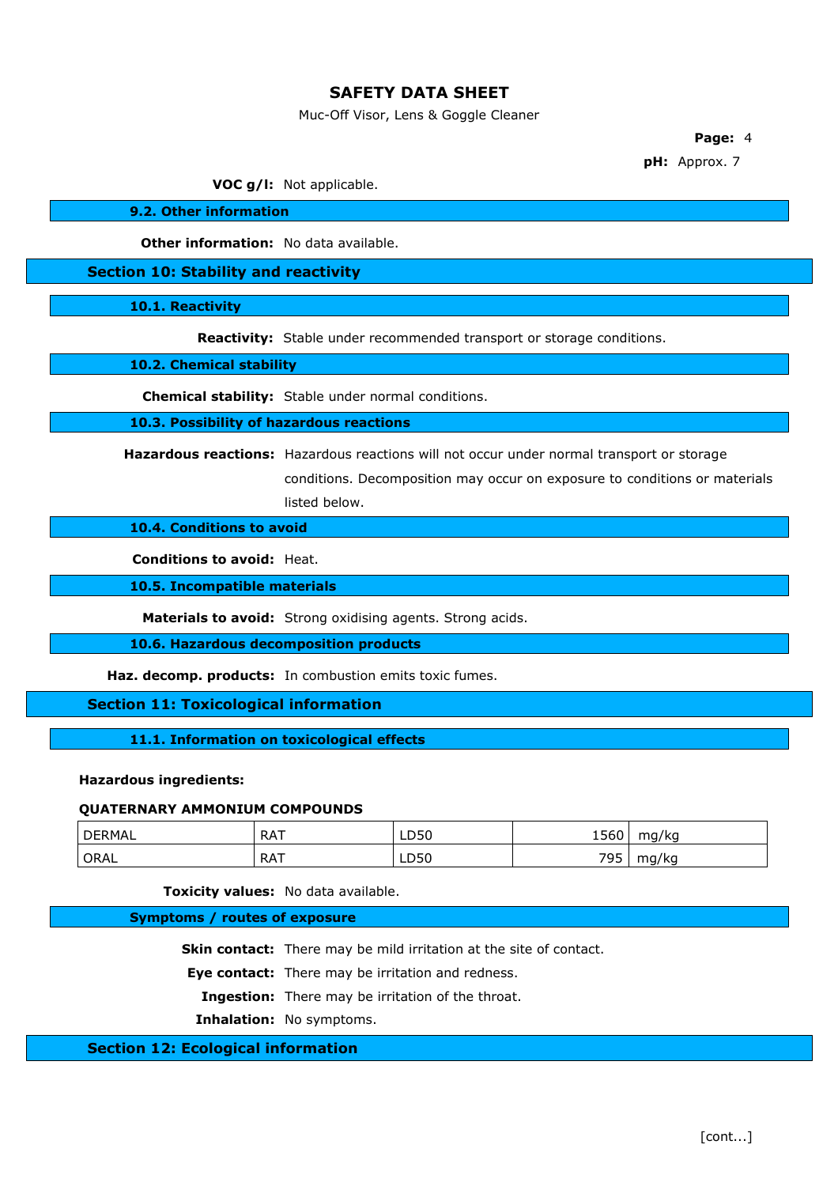**pH:** Approx. 7

**VOC g/l:** Not applicable.

### 9.2. Other information

**Other information:** No data available.

## Section 10: Stability and reactivity

### 10.1. Reactivity

**Reactivity:** Stable under recommended transport or storage conditions.

### 10.2. Chemical stability

**Chemical stability:** Stable under normal conditions.

### 10.3. Possibility of hazardous reactions

**Hazardous reactions:** Hazardous reactions will not occur under normal transport or storage conditions. Decomposition may occur on exposure to conditions or materials listed below.

### 10.4. Conditions to avoid

**Conditions to avoid:** Heat.

### 10.5. Incompatible materials

**Materials to avoid:** Strong oxidising agents. Strong acids.

### 10.6. Hazardous decomposition products

**Haz. decomp. products:** In combustion emits toxic fumes.

## Section 11: Toxicological information

### 11.1. Information on toxicological effects

**Hazardous ingredients:**

**QUATERNARY AMMONIUM COMPOUNDS**

| | | | | |
|---|---|---|---|---|
| DERMAL | RAT | LD50 | 1560 | mg/kg |
| ORAL | RAT | LD50 | 795 | mg/kg |

**Toxicity values:** No data available.

### Symptoms / routes of exposure

**Skin contact:** There may be mild irritation at the site of contact.

**Eye contact:** There may be irritation and redness.

**Ingestion:** There may be irritation of the throat.

**Inhalation:** No symptoms.

## Section 12: Ecological information

[cont...]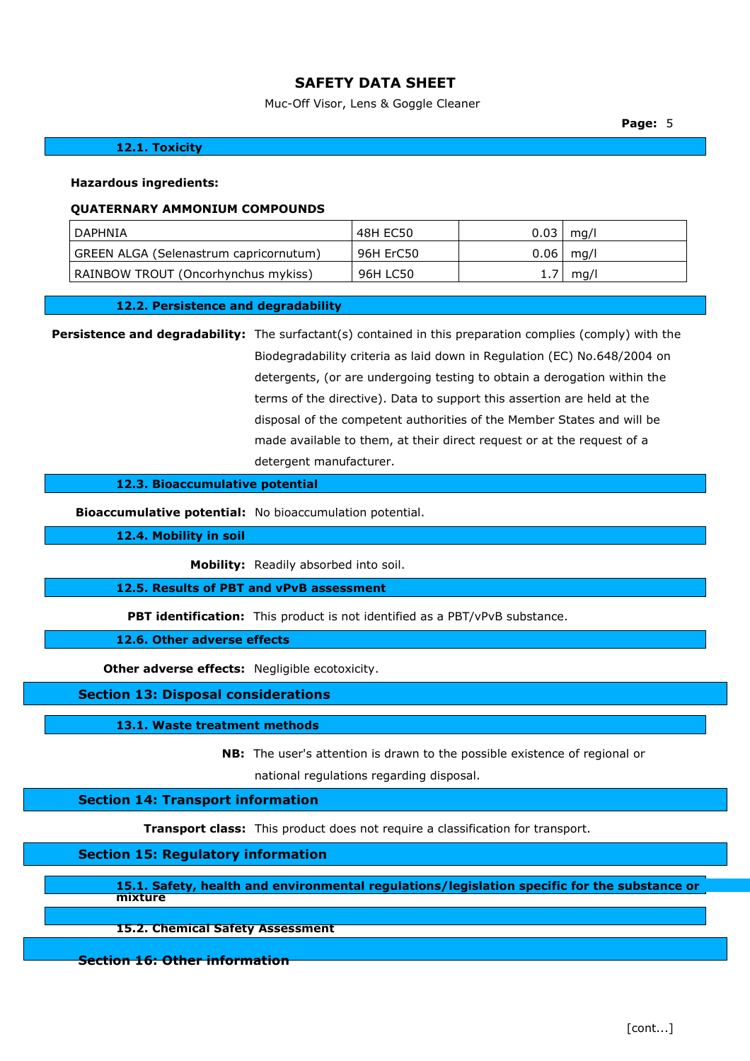#### 12.1. Toxicity

**Hazardous ingredients:**

**QUATERNARY AMMONIUM COMPOUNDS**

| | | | |
|---|---|---|---|
| DAPHNIA | 48H EC50 | 0.03 | mg/l |
| GREEN ALGA (Selenastrum capricornutum) | 96H ErC50 | 0.06 | mg/l |
| RAINBOW TROUT (Oncorhynchus mykiss) | 96H LC50 | 1.7 | mg/l |

#### 12.2. Persistence and degradability

**Persistence and degradability:** The surfactant(s) contained in this preparation complies (comply) with the Biodegradability criteria as laid down in Regulation (EC) No.648/2004 on detergents, (or are undergoing testing to obtain a derogation within the terms of the directive). Data to support this assertion are held at the disposal of the competent authorities of the Member States and will be made available to them, at their direct request or at the request of a detergent manufacturer.

#### 12.3. Bioaccumulative potential

**Bioaccumulative potential:** No bioaccumulation potential.

#### 12.4. Mobility in soil

**Mobility:** Readily absorbed into soil.

#### 12.5. Results of PBT and vPvB assessment

**PBT identification:** This product is not identified as a PBT/vPvB substance.

#### 12.6. Other adverse effects

**Other adverse effects:** Negligible ecotoxicity.

## Section 13: Disposal considerations

#### 13.1. Waste treatment methods

**NB:** The user's attention is drawn to the possible existence of regional or national regulations regarding disposal.

## Section 14: Transport information

**Transport class:** This product does not require a classification for transport.

## Section 15: Regulatory information

#### 15.1. Safety, health and environmental regulations/legislation specific for the substance or mixture

#### 15.2. Chemical Safety Assessment

## Section 16: Other information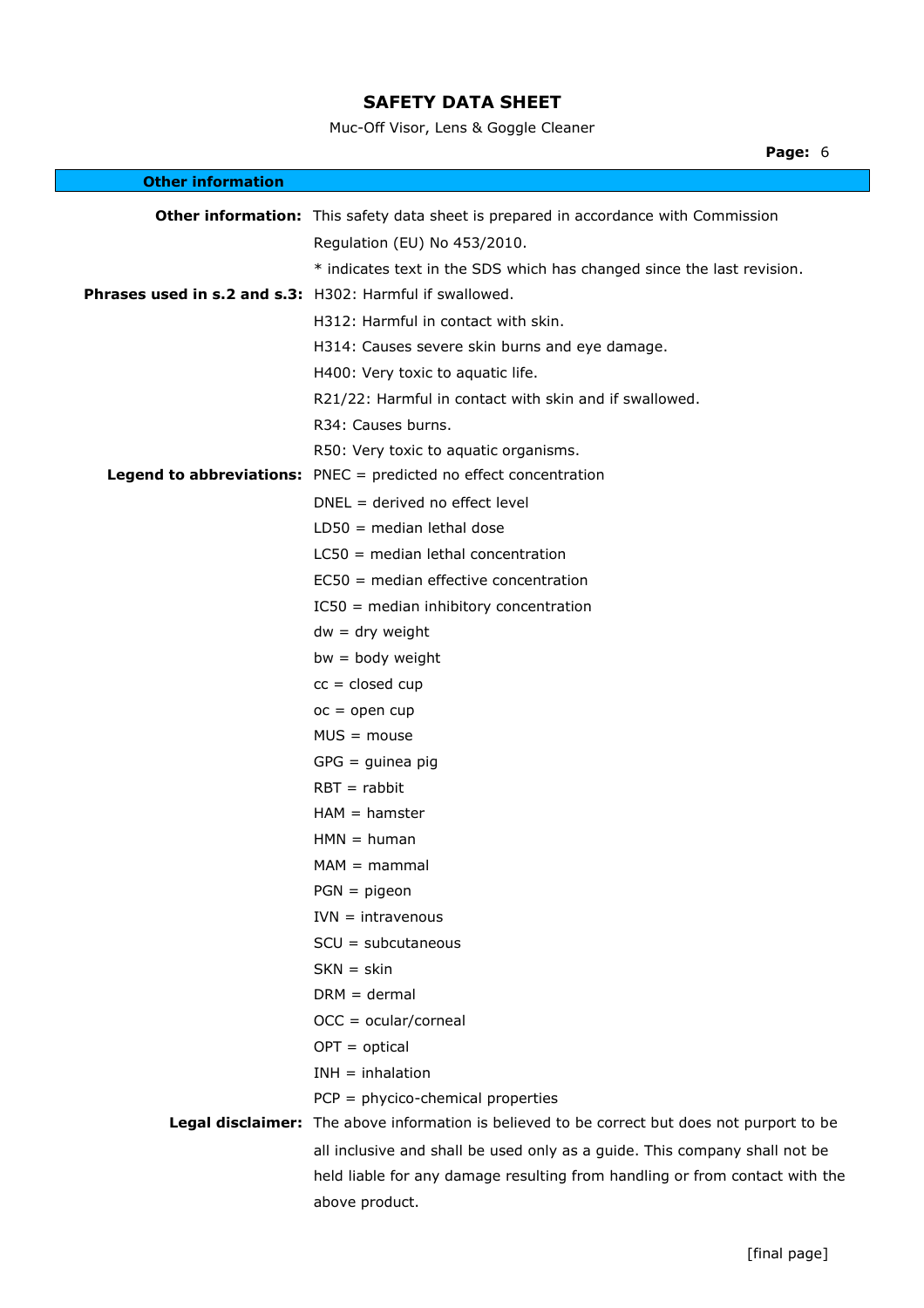# SAFETY DATA SHEET

Muc-Off Visor, Lens & Goggle Cleaner

## Other information

**Other information:** This safety data sheet is prepared in accordance with Commission Regulation (EU) No 453/2010.

* indicates text in the SDS which has changed since the last revision.

**Phrases used in s.2 and s.3:** H302: Harmful if swallowed.

H312: Harmful in contact with skin.

H314: Causes severe skin burns and eye damage.

H400: Very toxic to aquatic life.

R21/22: Harmful in contact with skin and if swallowed.

R34: Causes burns.

R50: Very toxic to aquatic organisms.

**Legend to abbreviations:** PNEC = predicted no effect concentration

DNEL = derived no effect level

LD50 = median lethal dose

LC50 = median lethal concentration

EC50 = median effective concentration

IC50 = median inhibitory concentration

dw = dry weight

bw = body weight

cc = closed cup

oc = open cup

MUS = mouse

GPG = guinea pig

RBT = rabbit

HAM = hamster

HMN = human

MAM = mammal

PGN = pigeon

IVN = intravenous

SCU = subcutaneous

SKN = skin

DRM = dermal

OCC = ocular/corneal

OPT = optical

INH = inhalation

PCP = phycico-chemical properties

**Legal disclaimer:** The above information is believed to be correct but does not purport to be all inclusive and shall be used only as a guide. This company shall not be held liable for any damage resulting from handling or from contact with the above product.

[final page]